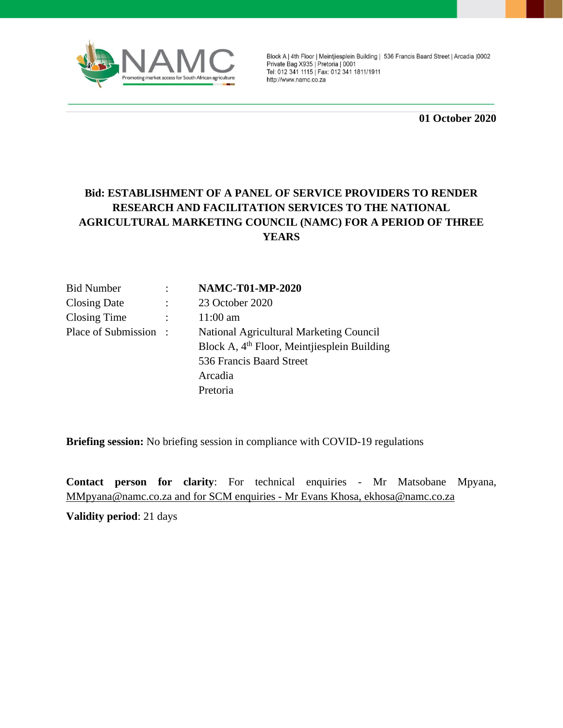NAMC
Promoting market access for South African agriculture

Block A | 4th Floor | Meintjiesplein Building | 536 Francis Baard Street | Arcadia |0002
Private Bag X935 | Pretoria | 0001
Tel: 012 341 1115 | Fax: 012 341 1811/1911
http://www.namc.co.za

**01 October 2020**

**Bid: ESTABLISHMENT OF A PANEL OF SERVICE PROVIDERS TO RENDER RESEARCH AND FACILITATION SERVICES TO THE NATIONAL AGRICULTURAL MARKETING COUNCIL (NAMC) FOR A PERIOD OF THREE YEARS**

| | | |
|---|---|---|
| Bid Number | : | **NAMC-T01-MP-2020** |
| Closing Date | : | 23 October 2020 |
| Closing Time | : | 11:00 am |
| Place of Submission | : | National Agricultural Marketing Council<br>Block A, 4th Floor, Meintjiesplein Building<br>536 Francis Baard Street<br>Arcadia<br>Pretoria |

**Briefing session:** No briefing session in compliance with COVID-19 regulations

**Contact person for clarity**: For technical enquiries - Mr Matsobane Mpyana, MMpyana@namc.co.za and for SCM enquiries - Mr Evans Khosa, ekhosa@namc.co.za

**Validity period**: 21 days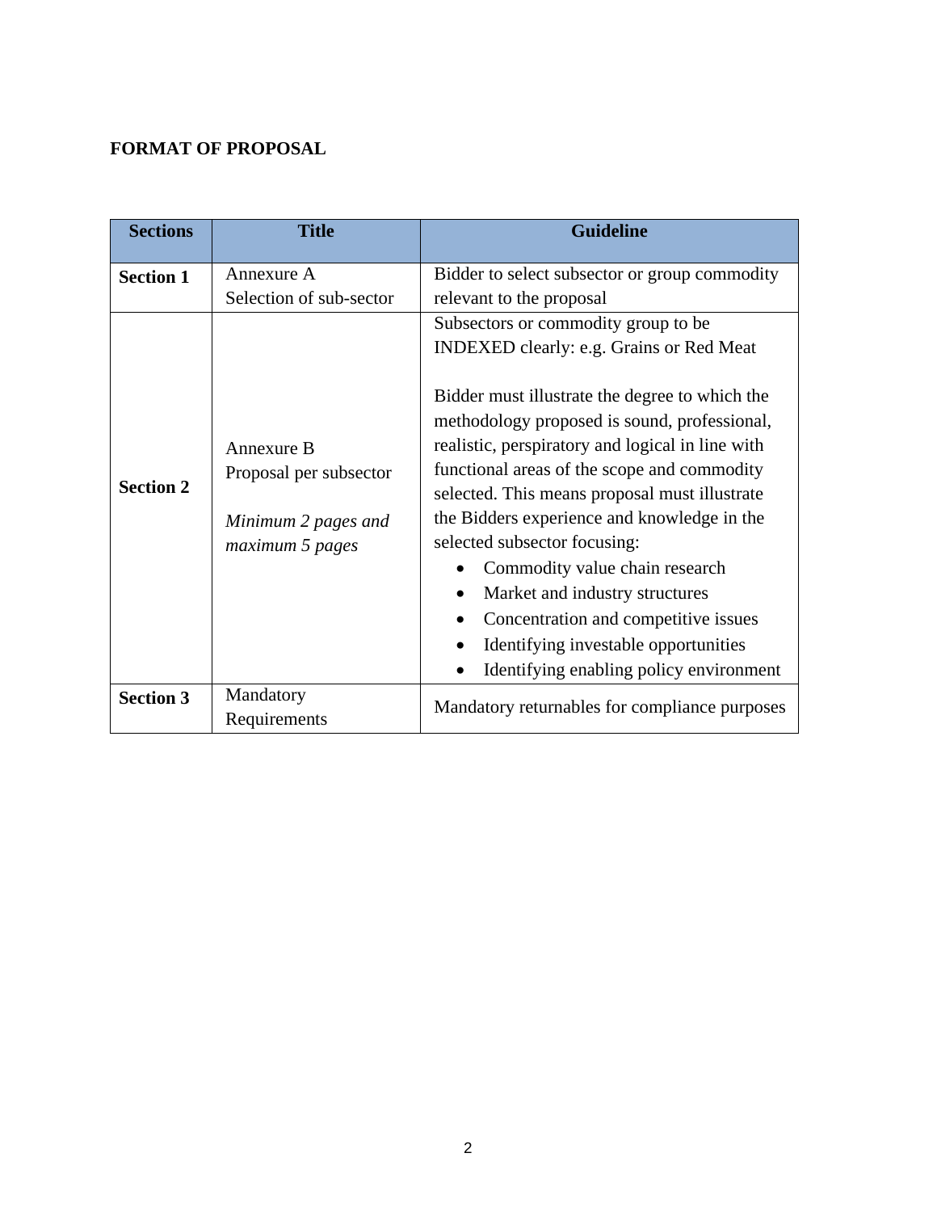**FORMAT OF PROPOSAL**

| Sections | Title | Guideline |
|---|---|---|
| **Section 1** | Annexure A<br>Selection of sub-sector | Bidder to select subsector or group commodity relevant to the proposal |
| **Section 2** | Annexure B<br>Proposal per subsector<br><br>*Minimum 2 pages and maximum 5 pages* | Subsectors or commodity group to be INDEXED clearly: e.g. Grains or Red Meat<br><br>Bidder must illustrate the degree to which the methodology proposed is sound, professional, realistic, perspiratory and logical in line with functional areas of the scope and commodity selected. This means proposal must illustrate the Bidders experience and knowledge in the selected subsector focusing:<br>• Commodity value chain research<br>• Market and industry structures<br>• Concentration and competitive issues<br>• Identifying investable opportunities<br>• Identifying enabling policy environment |
| **Section 3** | Mandatory Requirements | Mandatory returnables for compliance purposes |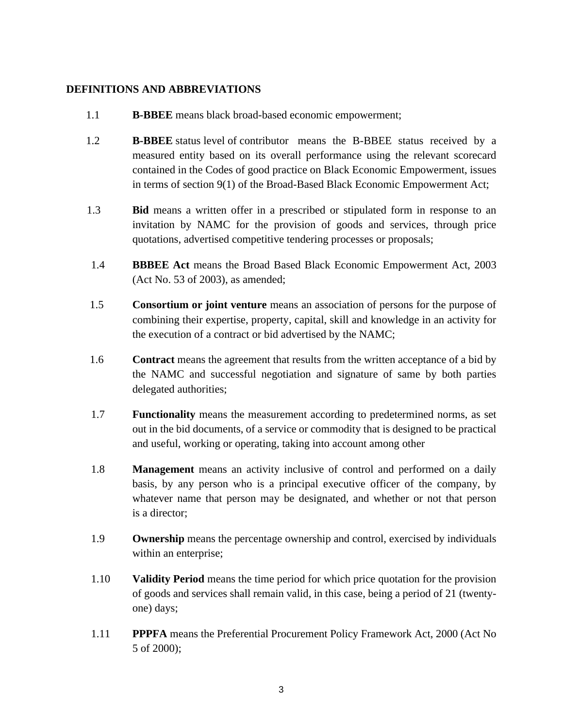## DEFINITIONS AND ABBREVIATIONS

1.1 **B-BBEE** means black broad-based economic empowerment;

1.2 **B-BBEE** status level of contributor means the B-BBEE status received by a measured entity based on its overall performance using the relevant scorecard contained in the Codes of good practice on Black Economic Empowerment, issues in terms of section 9(1) of the Broad-Based Black Economic Empowerment Act;

1.3 **Bid** means a written offer in a prescribed or stipulated form in response to an invitation by NAMC for the provision of goods and services, through price quotations, advertised competitive tendering processes or proposals;

1.4 **BBBEE Act** means the Broad Based Black Economic Empowerment Act, 2003 (Act No. 53 of 2003), as amended;

1.5 **Consortium or joint venture** means an association of persons for the purpose of combining their expertise, property, capital, skill and knowledge in an activity for the execution of a contract or bid advertised by the NAMC;

1.6 **Contract** means the agreement that results from the written acceptance of a bid by the NAMC and successful negotiation and signature of same by both parties delegated authorities;

1.7 **Functionality** means the measurement according to predetermined norms, as set out in the bid documents, of a service or commodity that is designed to be practical and useful, working or operating, taking into account among other

1.8 **Management** means an activity inclusive of control and performed on a daily basis, by any person who is a principal executive officer of the company, by whatever name that person may be designated, and whether or not that person is a director;

1.9 **Ownership** means the percentage ownership and control, exercised by individuals within an enterprise;

1.10 **Validity Period** means the time period for which price quotation for the provision of goods and services shall remain valid, in this case, being a period of 21 (twenty-one) days;

1.11 **PPPFA** means the Preferential Procurement Policy Framework Act, 2000 (Act No 5 of 2000);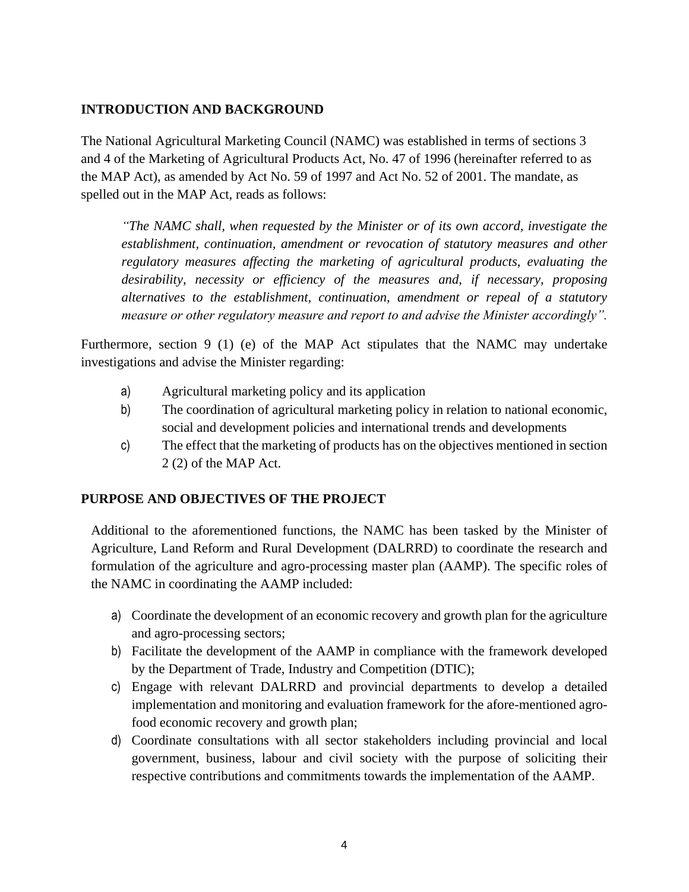## INTRODUCTION AND BACKGROUND

The National Agricultural Marketing Council (NAMC) was established in terms of sections 3 and 4 of the Marketing of Agricultural Products Act, No. 47 of 1996 (hereinafter referred to as the MAP Act), as amended by Act No. 59 of 1997 and Act No. 52 of 2001. The mandate, as spelled out in the MAP Act, reads as follows:

> *"The NAMC shall, when requested by the Minister or of its own accord, investigate the establishment, continuation, amendment or revocation of statutory measures and other regulatory measures affecting the marketing of agricultural products, evaluating the desirability, necessity or efficiency of the measures and, if necessary, proposing alternatives to the establishment, continuation, amendment or repeal of a statutory measure or other regulatory measure and report to and advise the Minister accordingly".*

Furthermore, section 9 (1) (e) of the MAP Act stipulates that the NAMC may undertake investigations and advise the Minister regarding:

a) Agricultural marketing policy and its application
b) The coordination of agricultural marketing policy in relation to national economic, social and development policies and international trends and developments
c) The effect that the marketing of products has on the objectives mentioned in section 2 (2) of the MAP Act.

## PURPOSE AND OBJECTIVES OF THE PROJECT

Additional to the aforementioned functions, the NAMC has been tasked by the Minister of Agriculture, Land Reform and Rural Development (DALRRD) to coordinate the research and formulation of the agriculture and agro-processing master plan (AAMP). The specific roles of the NAMC in coordinating the AAMP included:

a) Coordinate the development of an economic recovery and growth plan for the agriculture and agro-processing sectors;
b) Facilitate the development of the AAMP in compliance with the framework developed by the Department of Trade, Industry and Competition (DTIC);
c) Engage with relevant DALRRD and provincial departments to develop a detailed implementation and monitoring and evaluation framework for the afore-mentioned agro-food economic recovery and growth plan;
d) Coordinate consultations with all sector stakeholders including provincial and local government, business, labour and civil society with the purpose of soliciting their respective contributions and commitments towards the implementation of the AAMP.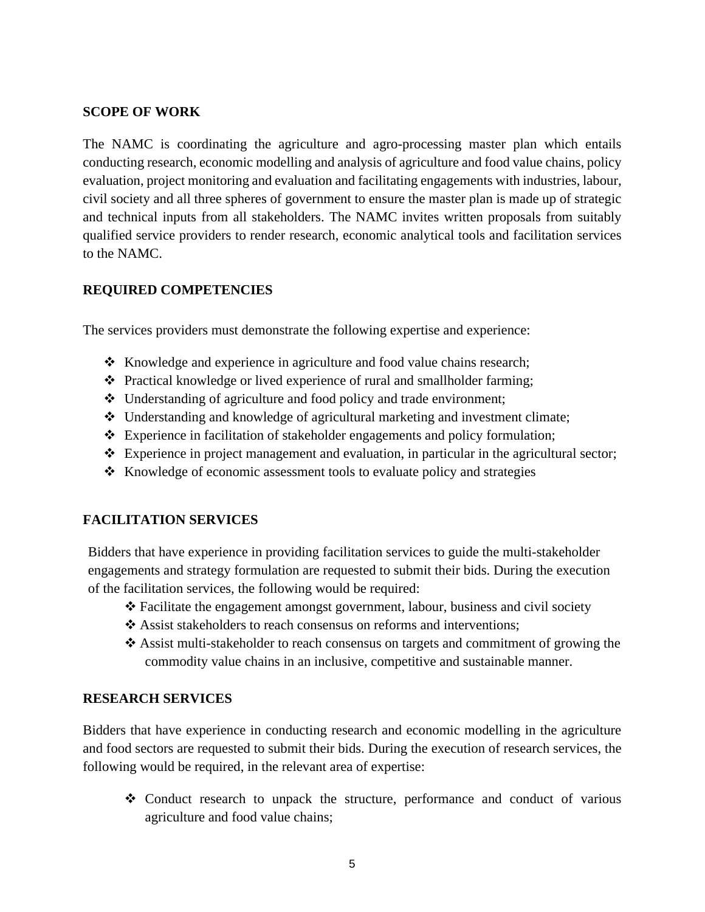## SCOPE OF WORK

The NAMC is coordinating the agriculture and agro-processing master plan which entails conducting research, economic modelling and analysis of agriculture and food value chains, policy evaluation, project monitoring and evaluation and facilitating engagements with industries, labour, civil society and all three spheres of government to ensure the master plan is made up of strategic and technical inputs from all stakeholders. The NAMC invites written proposals from suitably qualified service providers to render research, economic analytical tools and facilitation services to the NAMC.

## REQUIRED COMPETENCIES

The services providers must demonstrate the following expertise and experience:

- Knowledge and experience in agriculture and food value chains research;
- Practical knowledge or lived experience of rural and smallholder farming;
- Understanding of agriculture and food policy and trade environment;
- Understanding and knowledge of agricultural marketing and investment climate;
- Experience in facilitation of stakeholder engagements and policy formulation;
- Experience in project management and evaluation, in particular in the agricultural sector;
- Knowledge of economic assessment tools to evaluate policy and strategies

## FACILITATION SERVICES

Bidders that have experience in providing facilitation services to guide the multi-stakeholder engagements and strategy formulation are requested to submit their bids. During the execution of the facilitation services, the following would be required:

- Facilitate the engagement amongst government, labour, business and civil society
- Assist stakeholders to reach consensus on reforms and interventions;
- Assist multi-stakeholder to reach consensus on targets and commitment of growing the commodity value chains in an inclusive, competitive and sustainable manner.

## RESEARCH SERVICES

Bidders that have experience in conducting research and economic modelling in the agriculture and food sectors are requested to submit their bids. During the execution of research services, the following would be required, in the relevant area of expertise:

- Conduct research to unpack the structure, performance and conduct of various agriculture and food value chains;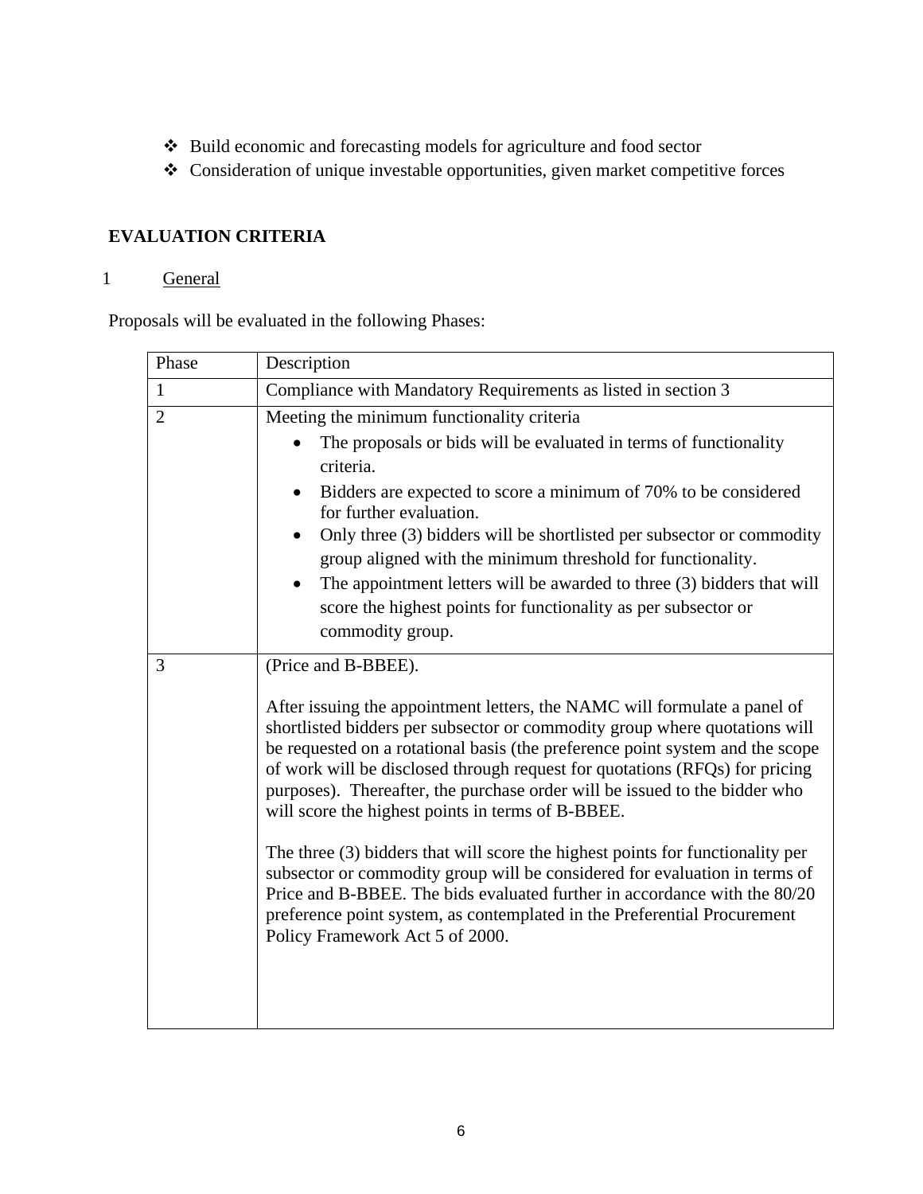- Build economic and forecasting models for agriculture and food sector
- Consideration of unique investable opportunities, given market competitive forces

## EVALUATION CRITERIA

1 General

Proposals will be evaluated in the following Phases:

| Phase | Description |
| --- | --- |
| 1 | Compliance with Mandatory Requirements as listed in section 3 |
| 2 | Meeting the minimum functionality criteria<br>• The proposals or bids will be evaluated in terms of functionality criteria.<br>• Bidders are expected to score a minimum of 70% to be considered for further evaluation.<br>• Only three (3) bidders will be shortlisted per subsector or commodity group aligned with the minimum threshold for functionality.<br>• The appointment letters will be awarded to three (3) bidders that will score the highest points for functionality as per subsector or commodity group. |
| 3 | (Price and B-BBEE).<br><br>After issuing the appointment letters, the NAMC will formulate a panel of shortlisted bidders per subsector or commodity group where quotations will be requested on a rotational basis (the preference point system and the scope of work will be disclosed through request for quotations (RFQs) for pricing purposes). Thereafter, the purchase order will be issued to the bidder who will score the highest points in terms of B-BBEE.<br><br>The three (3) bidders that will score the highest points for functionality per subsector or commodity group will be considered for evaluation in terms of Price and B-BBEE. The bids evaluated further in accordance with the 80/20 preference point system, as contemplated in the Preferential Procurement Policy Framework Act 5 of 2000. |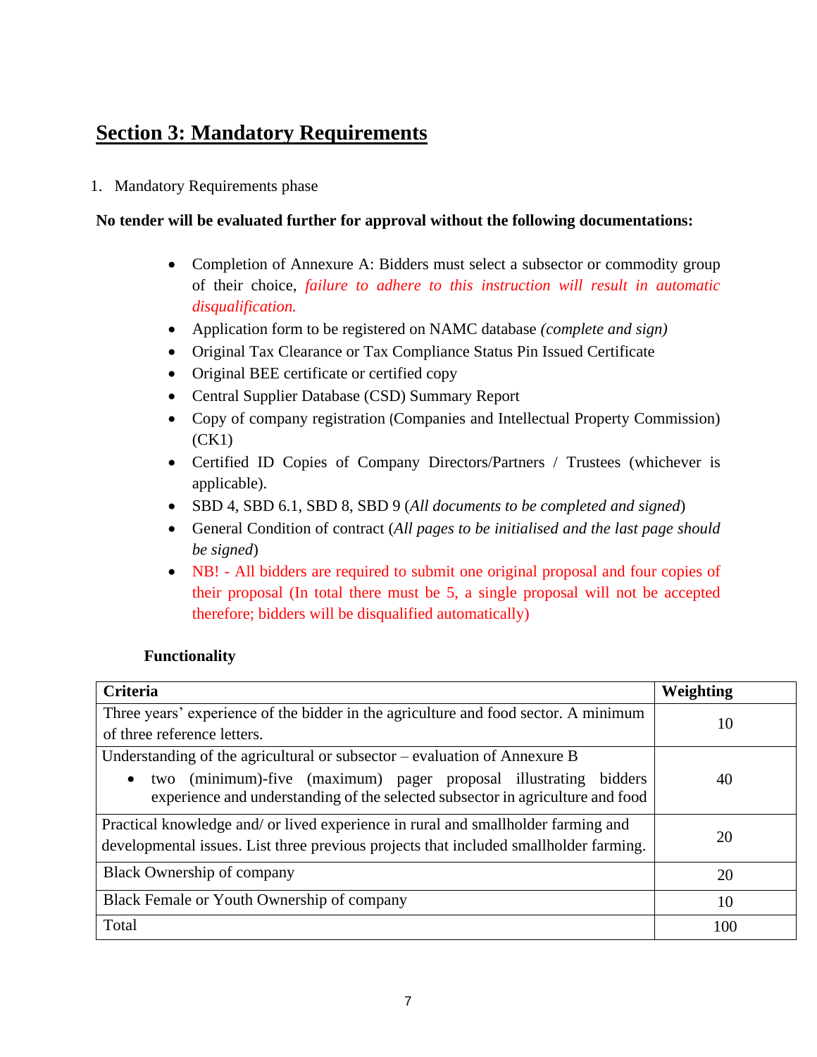## **Section 3: Mandatory Requirements**

1. Mandatory Requirements phase

**No tender will be evaluated further for approval without the following documentations:**

- Completion of Annexure A: Bidders must select a subsector or commodity group of their choice, *failure to adhere to this instruction will result in automatic disqualification.*
- Application form to be registered on NAMC database *(complete and sign)*
- Original Tax Clearance or Tax Compliance Status Pin Issued Certificate
- Original BEE certificate or certified copy
- Central Supplier Database (CSD) Summary Report
- Copy of company registration (Companies and Intellectual Property Commission) (CK1)
- Certified ID Copies of Company Directors/Partners / Trustees (whichever is applicable).
- SBD 4, SBD 6.1, SBD 8, SBD 9 (*All documents to be completed and signed*)
- General Condition of contract (*All pages to be initialised and the last page should be signed*)
- NB! - All bidders are required to submit one original proposal and four copies of their proposal (In total there must be 5, a single proposal will not be accepted therefore; bidders will be disqualified automatically)

**Functionality**

| **Criteria** | **Weighting** |
|---|---|
| Three years' experience of the bidder in the agriculture and food sector. A minimum of three reference letters. | 10 |
| Understanding of the agricultural or subsector – evaluation of Annexure B<br>• two (minimum)-five (maximum) pager proposal illustrating bidders experience and understanding of the selected subsector in agriculture and food | 40 |
| Practical knowledge and/ or lived experience in rural and smallholder farming and developmental issues. List three previous projects that included smallholder farming. | 20 |
| Black Ownership of company | 20 |
| Black Female or Youth Ownership of company | 10 |
| Total | 100 |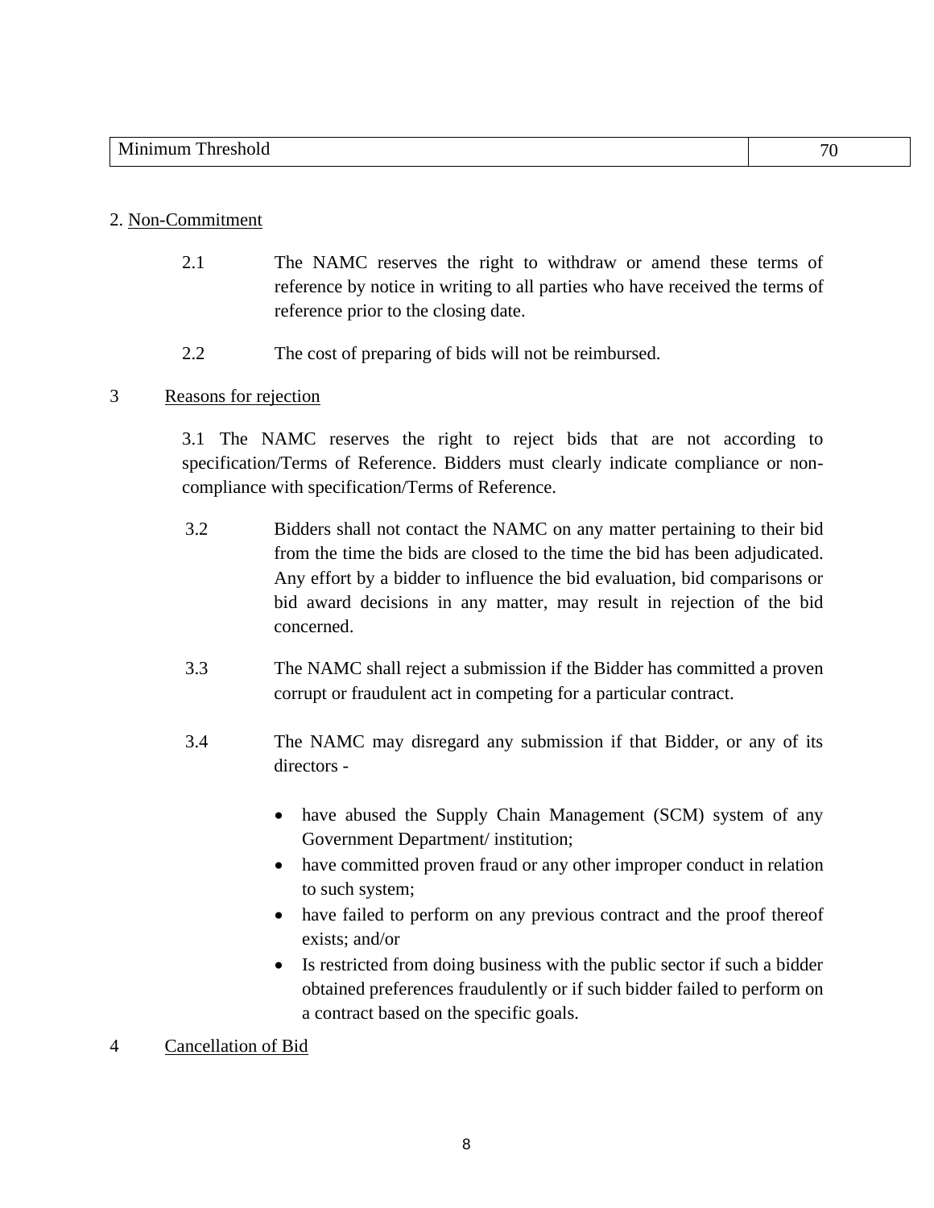| Minimum Threshold | 70 |
|---|---|

2. <u>Non-Commitment</u>

2.1 The NAMC reserves the right to withdraw or amend these terms of reference by notice in writing to all parties who have received the terms of reference prior to the closing date.

2.2 The cost of preparing of bids will not be reimbursed.

3 <u>Reasons for rejection</u>

3.1 The NAMC reserves the right to reject bids that are not according to specification/Terms of Reference. Bidders must clearly indicate compliance or non-compliance with specification/Terms of Reference.

3.2 Bidders shall not contact the NAMC on any matter pertaining to their bid from the time the bids are closed to the time the bid has been adjudicated. Any effort by a bidder to influence the bid evaluation, bid comparisons or bid award decisions in any matter, may result in rejection of the bid concerned.

3.3 The NAMC shall reject a submission if the Bidder has committed a proven corrupt or fraudulent act in competing for a particular contract.

3.4 The NAMC may disregard any submission if that Bidder, or any of its directors -

- have abused the Supply Chain Management (SCM) system of any Government Department/ institution;
- have committed proven fraud or any other improper conduct in relation to such system;
- have failed to perform on any previous contract and the proof thereof exists; and/or
- Is restricted from doing business with the public sector if such a bidder obtained preferences fraudulently or if such bidder failed to perform on a contract based on the specific goals.

4 <u>Cancellation of Bid</u>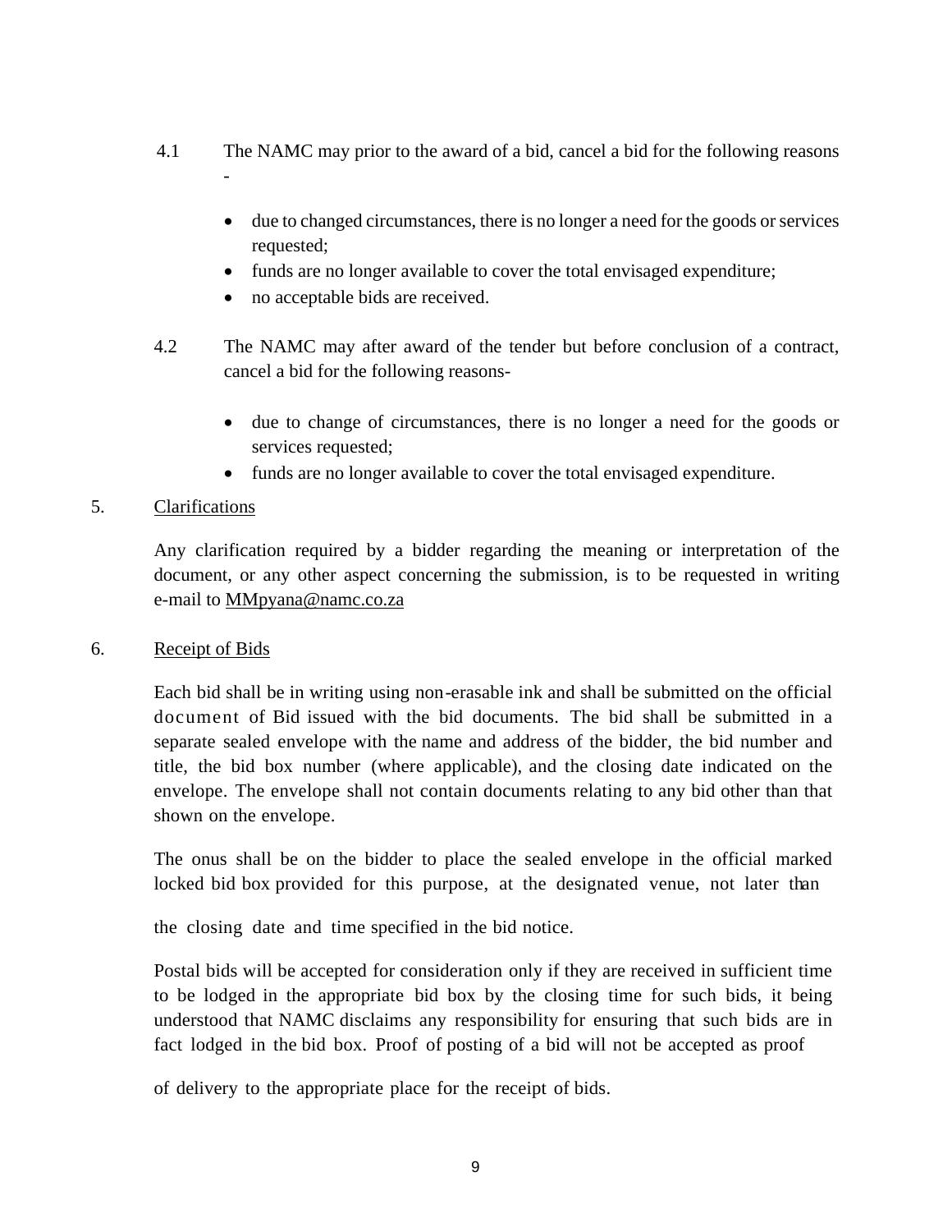4.1 The NAMC may prior to the award of a bid, cancel a bid for the following reasons -

- due to changed circumstances, there is no longer a need for the goods or services requested;
- funds are no longer available to cover the total envisaged expenditure;
- no acceptable bids are received.

4.2 The NAMC may after award of the tender but before conclusion of a contract, cancel a bid for the following reasons-

- due to change of circumstances, there is no longer a need for the goods or services requested;
- funds are no longer available to cover the total envisaged expenditure.

5. <u>Clarifications</u>

Any clarification required by a bidder regarding the meaning or interpretation of the document, or any other aspect concerning the submission, is to be requested in writing e-mail to MMpyana@namc.co.za

6. <u>Receipt of Bids</u>

Each bid shall be in writing using non-erasable ink and shall be submitted on the official document of Bid issued with the bid documents. The bid shall be submitted in a separate sealed envelope with the name and address of the bidder, the bid number and title, the bid box number (where applicable), and the closing date indicated on the envelope. The envelope shall not contain documents relating to any bid other than that shown on the envelope.

The onus shall be on the bidder to place the sealed envelope in the official marked locked bid box provided for this purpose, at the designated venue, not later than the closing date and time specified in the bid notice.

Postal bids will be accepted for consideration only if they are received in sufficient time to be lodged in the appropriate bid box by the closing time for such bids, it being understood that NAMC disclaims any responsibility for ensuring that such bids are in fact lodged in the bid box. Proof of posting of a bid will not be accepted as proof of delivery to the appropriate place for the receipt of bids.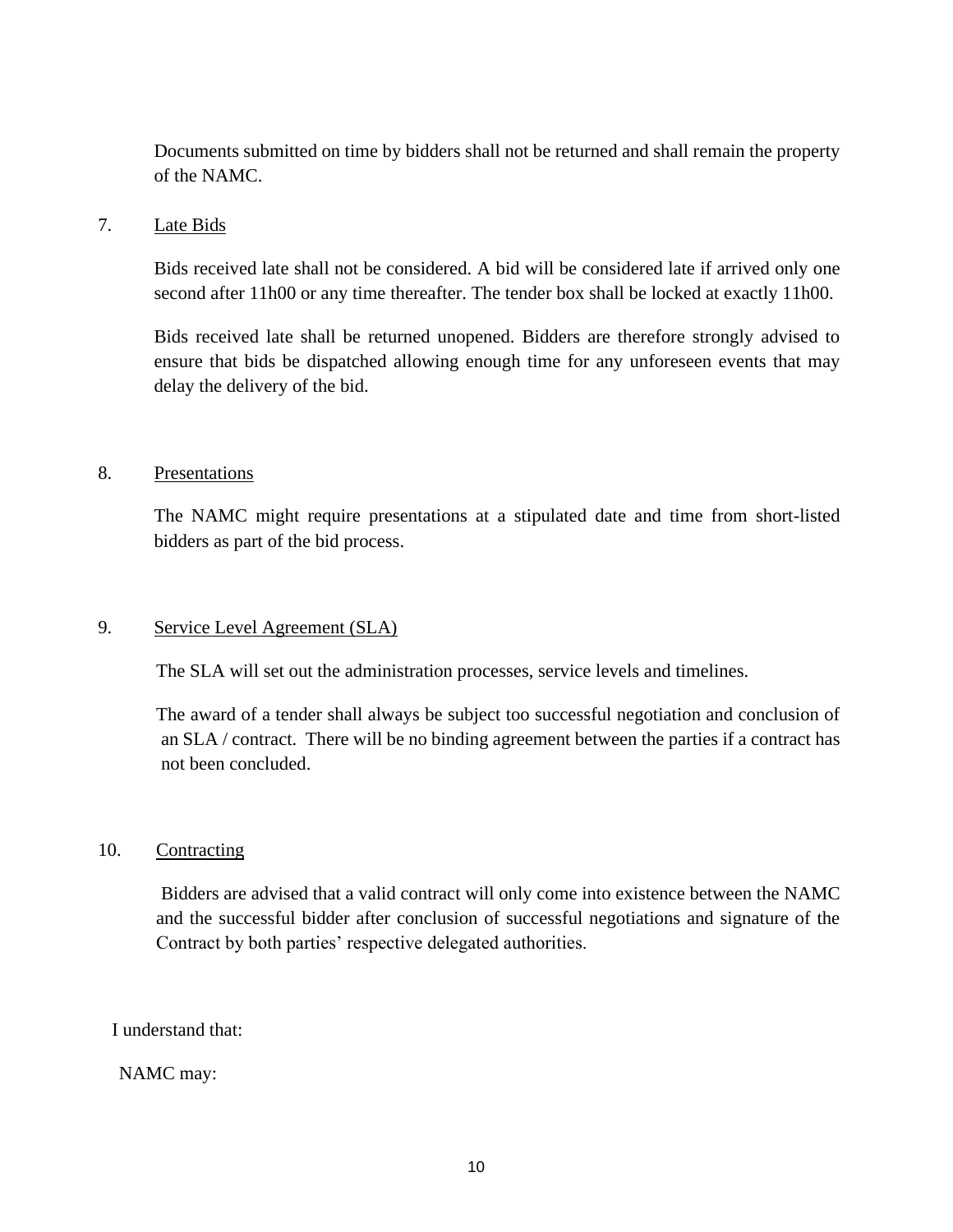Documents submitted on time by bidders shall not be returned and shall remain the property of the NAMC.

7. Late Bids

Bids received late shall not be considered. A bid will be considered late if arrived only one second after 11h00 or any time thereafter. The tender box shall be locked at exactly 11h00.

Bids received late shall be returned unopened. Bidders are therefore strongly advised to ensure that bids be dispatched allowing enough time for any unforeseen events that may delay the delivery of the bid.

8. Presentations

The NAMC might require presentations at a stipulated date and time from short-listed bidders as part of the bid process.

9. Service Level Agreement (SLA)

The SLA will set out the administration processes, service levels and timelines.

The award of a tender shall always be subject too successful negotiation and conclusion of an SLA / contract. There will be no binding agreement between the parties if a contract has not been concluded.

10. Contracting

Bidders are advised that a valid contract will only come into existence between the NAMC and the successful bidder after conclusion of successful negotiations and signature of the Contract by both parties' respective delegated authorities.

I understand that:

NAMC may: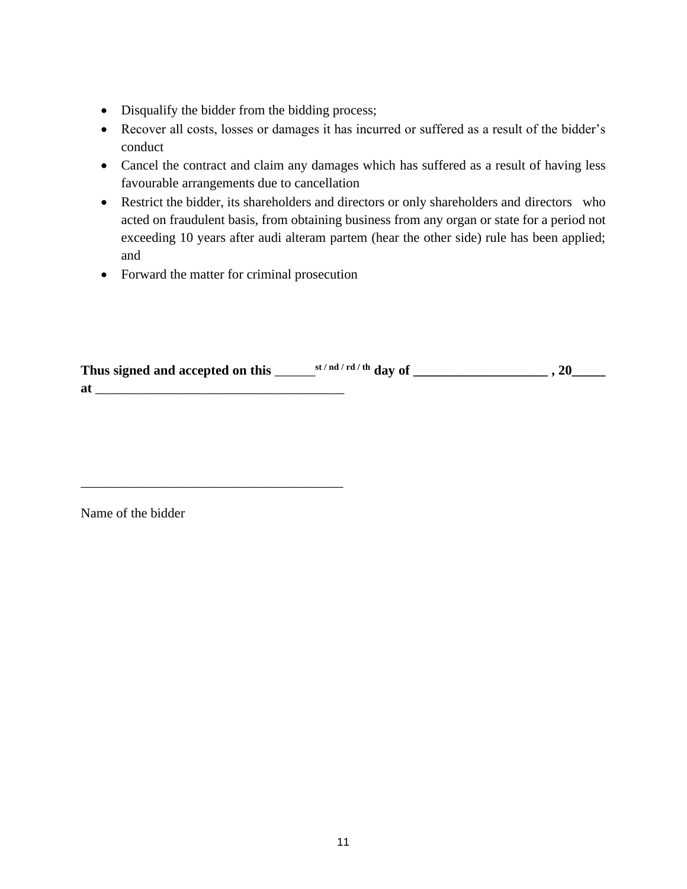- Disqualify the bidder from the bidding process;
- Recover all costs, losses or damages it has incurred or suffered as a result of the bidder's conduct
- Cancel the contract and claim any damages which has suffered as a result of having less favourable arrangements due to cancellation
- Restrict the bidder, its shareholders and directors or only shareholders and directors who acted on fraudulent basis, from obtaining business from any organ or state for a period not exceeding 10 years after audi alteram partem (hear the other side) rule has been applied; and
- Forward the matter for criminal prosecution

**Thus signed and accepted on this** ______ **st / nd / rd / th day of ____________________ , 20_____ at** ______________________________________

______________________________________

Name of the bidder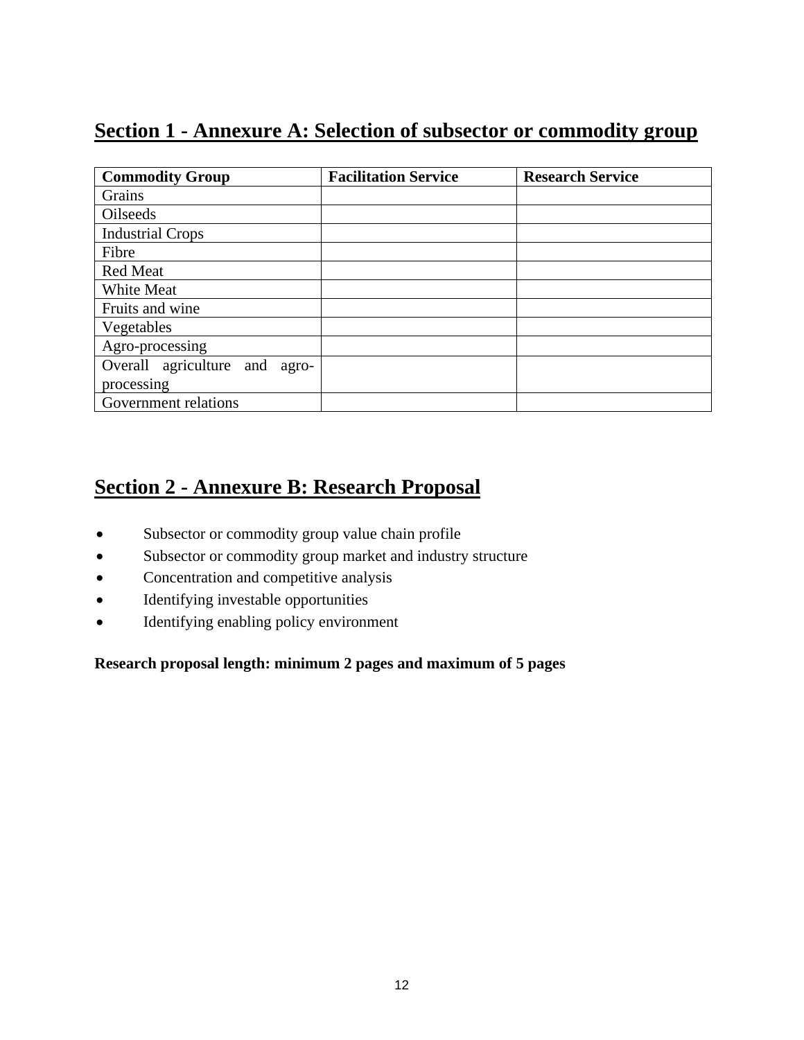## Section 1 - Annexure A: Selection of subsector or commodity group

| Commodity Group | Facilitation Service | Research Service |
| --- | --- | --- |
| Grains | | |
| Oilseeds | | |
| Industrial Crops | | |
| Fibre | | |
| Red Meat | | |
| White Meat | | |
| Fruits and wine | | |
| Vegetables | | |
| Agro-processing | | |
| Overall agriculture and agro-processing | | |
| Government relations | | |

## Section 2 - Annexure B: Research Proposal

- Subsector or commodity group value chain profile
- Subsector or commodity group market and industry structure
- Concentration and competitive analysis
- Identifying investable opportunities
- Identifying enabling policy environment

**Research proposal length: minimum 2 pages and maximum of 5 pages**